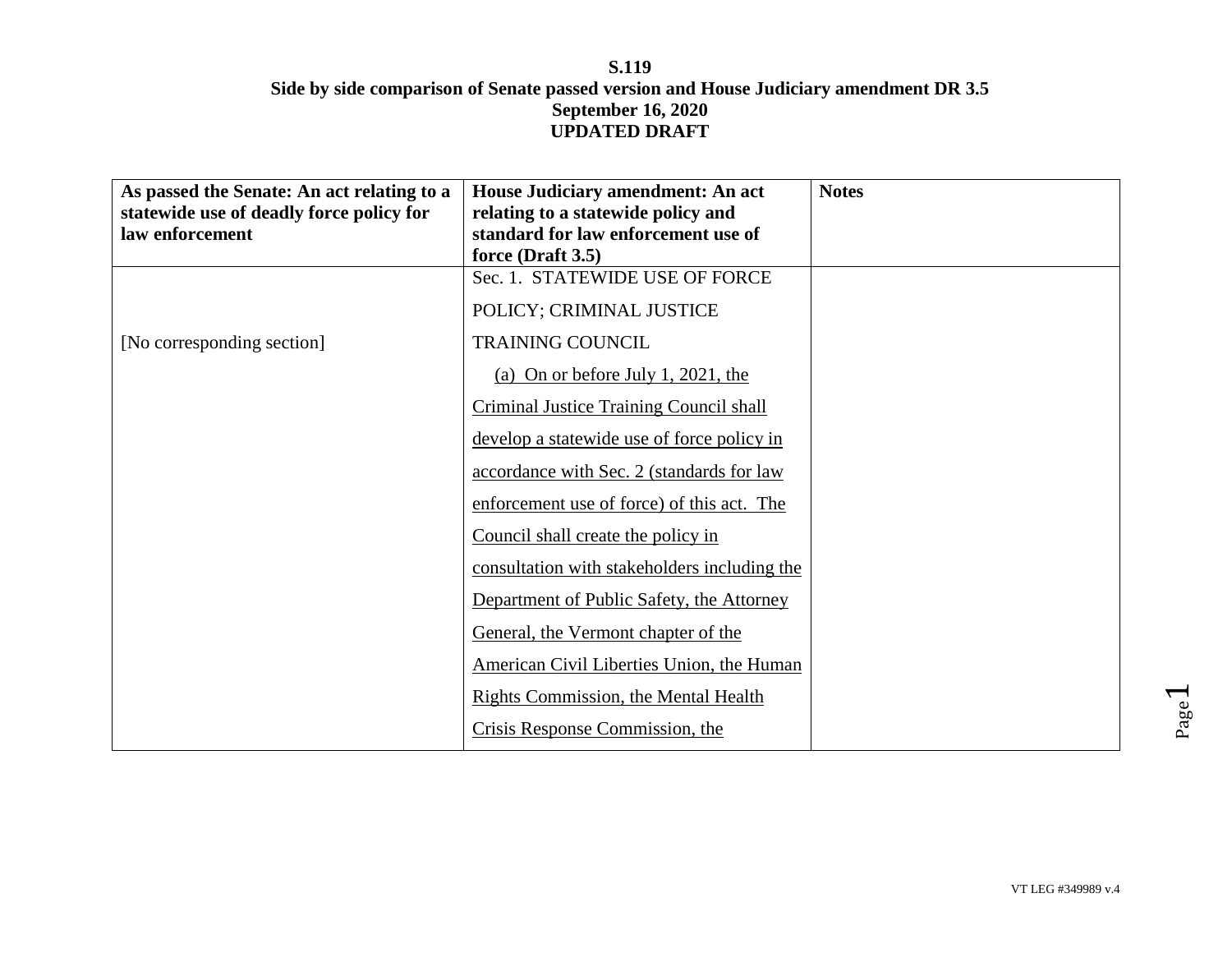**S.119**
**Side by side comparison of Senate passed version and House Judiciary amendment DR 3.5**
**September 16, 2020**
**UPDATED DRAFT**

| **As passed the Senate: An act relating to a statewide use of deadly force policy for law enforcement** | **House Judiciary amendment: An act relating to a statewide policy and standard for law enforcement use of force (Draft 3.5)** | **Notes** |
|---|---|---|
| [No corresponding section] | Sec. 1. STATEWIDE USE OF FORCE POLICY; CRIMINAL JUSTICE TRAINING COUNCIL<br><br><u>(a) On or before July 1, 2021, the Criminal Justice Training Council shall develop a statewide use of force policy in accordance with Sec. 2 (standards for law enforcement use of force) of this act. The Council shall create the policy in consultation with stakeholders including the Department of Public Safety, the Attorney General, the Vermont chapter of the American Civil Liberties Union, the Human Rights Commission, the Mental Health Crisis Response Commission, the</u> | |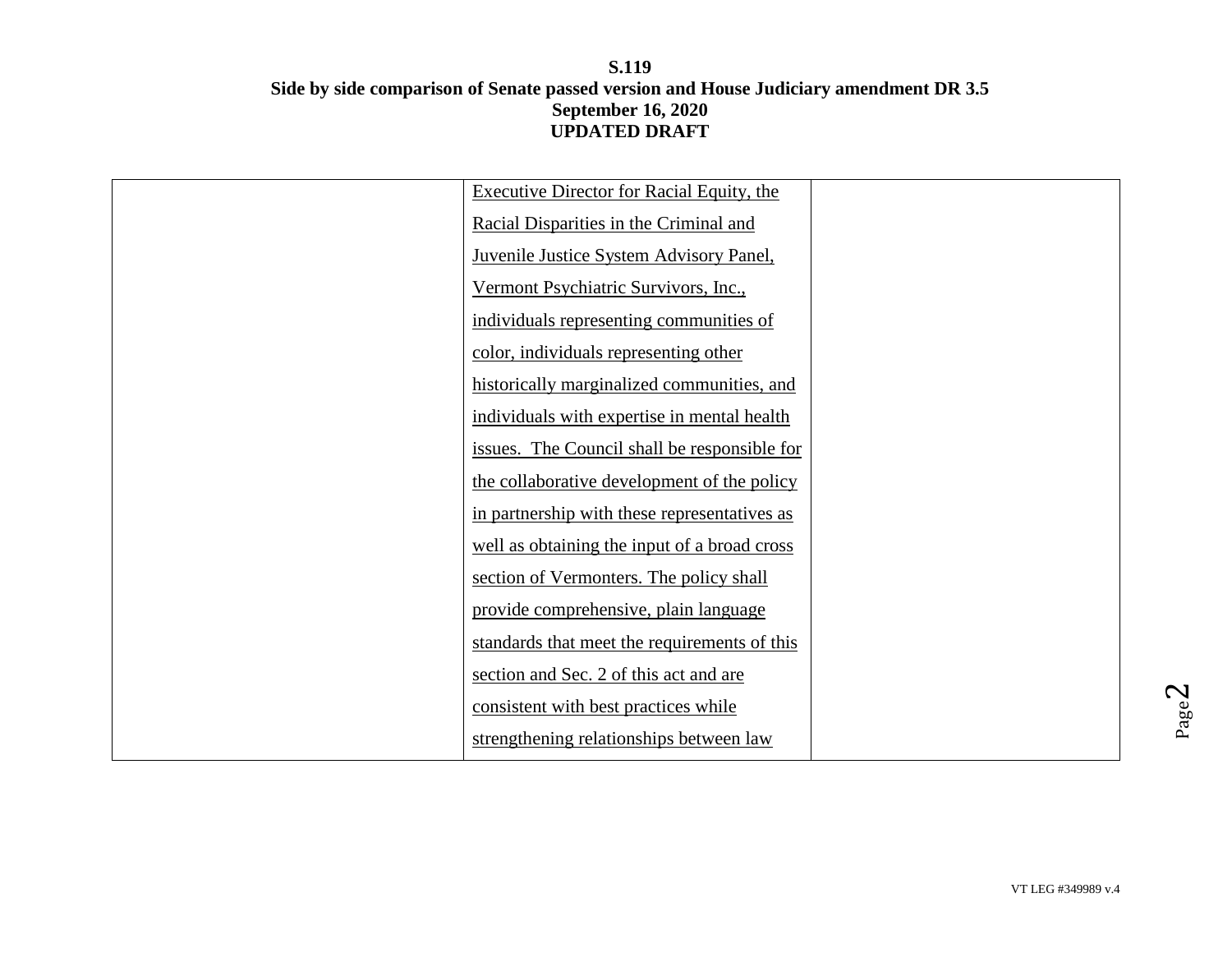| | | |
|---|---|---|
| | Executive Director for Racial Equity, the Racial Disparities in the Criminal and Juvenile Justice System Advisory Panel, Vermont Psychiatric Survivors, Inc., individuals representing communities of color, individuals representing other historically marginalized communities, and individuals with expertise in mental health issues. The Council shall be responsible for the collaborative development of the policy in partnership with these representatives as well as obtaining the input of a broad cross section of Vermonters. The policy shall provide comprehensive, plain language standards that meet the requirements of this section and Sec. 2 of this act and are consistent with best practices while strengthening relationships between law | |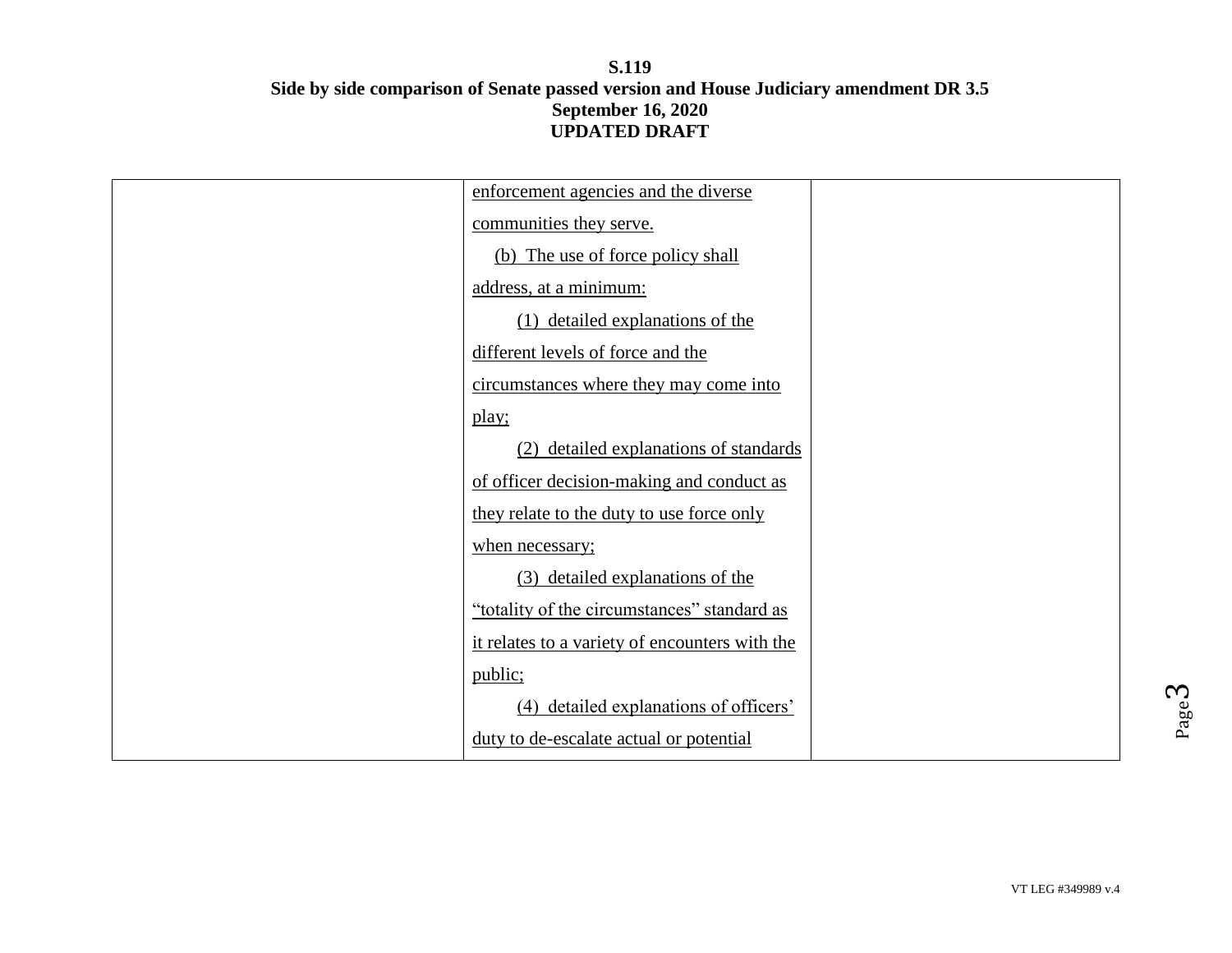| | | |
|---|---|---|
| | enforcement agencies and the diverse communities they serve.<br><br>(b) The use of force policy shall address, at a minimum:<br><br>(1) detailed explanations of the different levels of force and the circumstances where they may come into play;<br><br>(2) detailed explanations of standards of officer decision-making and conduct as they relate to the duty to use force only when necessary;<br><br>(3) detailed explanations of the "totality of the circumstances" standard as it relates to a variety of encounters with the public;<br><br>(4) detailed explanations of officers' duty to de-escalate actual or potential | |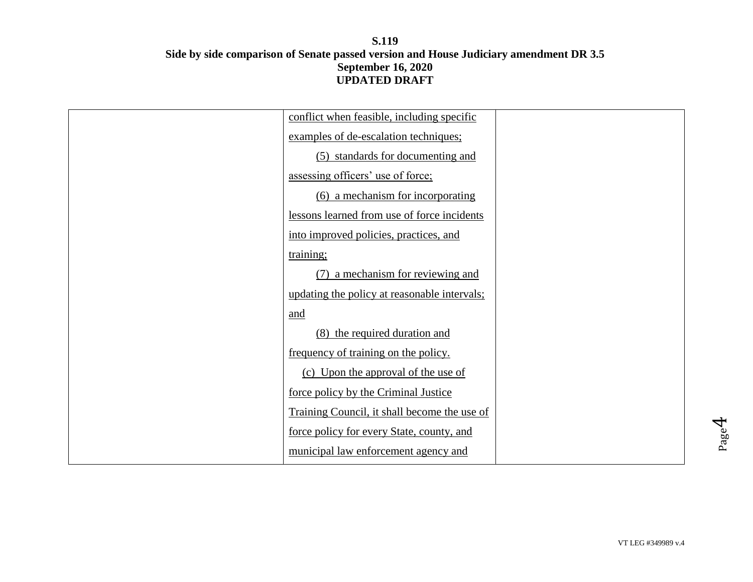**S.119**
**Side by side comparison of Senate passed version and House Judiciary amendment DR 3.5**
**September 16, 2020**
**UPDATED DRAFT**

| | | |
|---|---|---|
| | conflict when feasible, including specific examples of de-escalation techniques;<br>(5) standards for documenting and assessing officers' use of force;<br>(6) a mechanism for incorporating lessons learned from use of force incidents into improved policies, practices, and training;<br>(7) a mechanism for reviewing and updating the policy at reasonable intervals; and<br>(8) the required duration and frequency of training on the policy.<br>(c) Upon the approval of the use of force policy by the Criminal Justice Training Council, it shall become the use of force policy for every State, county, and municipal law enforcement agency and | |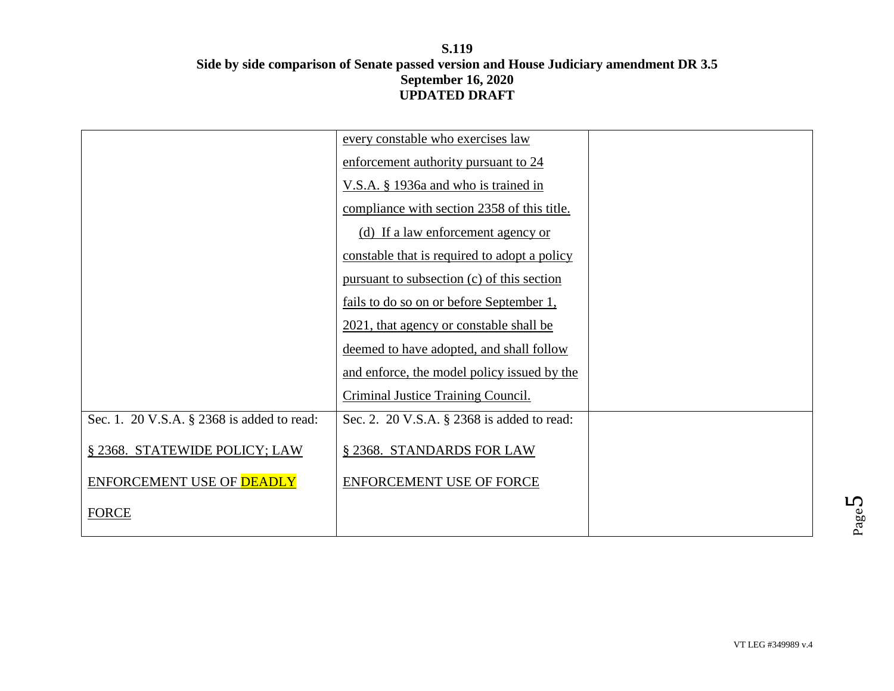| | | |
|---|---|---|
| | every constable who exercises law enforcement authority pursuant to 24 V.S.A. § 1936a and who is trained in compliance with section 2358 of this title.<br><br>(d) If a law enforcement agency or constable that is required to adopt a policy pursuant to subsection (c) of this section fails to do so on or before September 1, 2021, that agency or constable shall be deemed to have adopted, and shall follow and enforce, the model policy issued by the Criminal Justice Training Council. | |
| Sec. 1. 20 V.S.A. § 2368 is added to read:<br><br>§ 2368. STATEWIDE POLICY; LAW ENFORCEMENT USE OF DEADLY FORCE | Sec. 2. 20 V.S.A. § 2368 is added to read:<br><br>§ 2368. STANDARDS FOR LAW ENFORCEMENT USE OF FORCE | |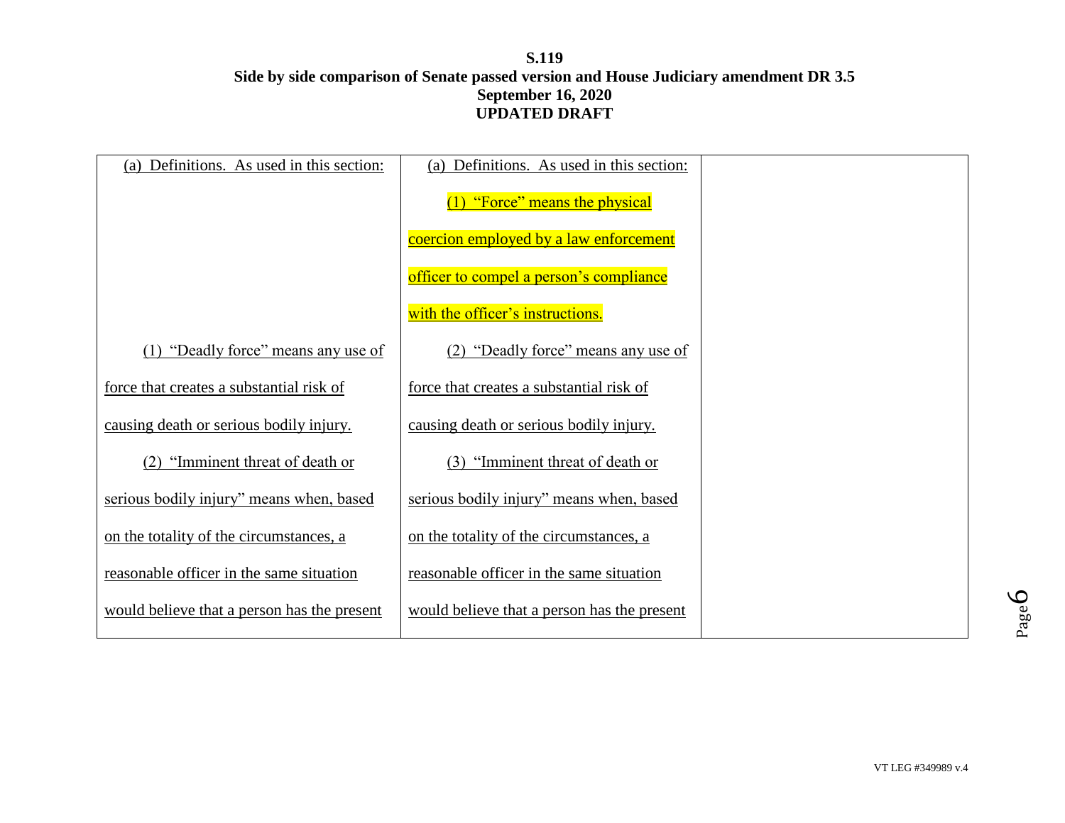**S.119**
**Side by side comparison of Senate passed version and House Judiciary amendment DR 3.5**
**September 16, 2020**
**UPDATED DRAFT**

| | | |
|---|---|---|
| (a) Definitions. As used in this section: | (a) Definitions. As used in this section: | |
| | (1) "Force" means the physical coercion employed by a law enforcement officer to compel a person's compliance with the officer's instructions. | |
| (1) "Deadly force" means any use of force that creates a substantial risk of causing death or serious bodily injury. | (2) "Deadly force" means any use of force that creates a substantial risk of causing death or serious bodily injury. | |
| (2) "Imminent threat of death or serious bodily injury" means when, based on the totality of the circumstances, a reasonable officer in the same situation would believe that a person has the present | (3) "Imminent threat of death or serious bodily injury" means when, based on the totality of the circumstances, a reasonable officer in the same situation would believe that a person has the present | |

VT LEG #349989 v.4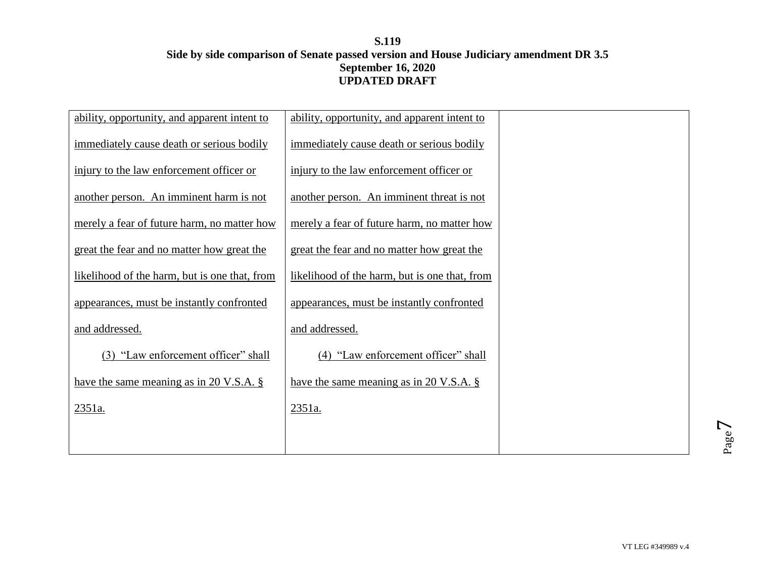| | | |
|---|---|---|
| ability, opportunity, and apparent intent to immediately cause death or serious bodily injury to the law enforcement officer or another person. An imminent harm is not merely a fear of future harm, no matter how great the fear and no matter how great the likelihood of the harm, but is one that, from appearances, must be instantly confronted and addressed.<br><br>(3) "Law enforcement officer" shall have the same meaning as in 20 V.S.A. § 2351a. | ability, opportunity, and apparent intent to immediately cause death or serious bodily injury to the law enforcement officer or another person. An imminent threat is not merely a fear of future harm, no matter how great the fear and no matter how great the likelihood of the harm, but is one that, from appearances, must be instantly confronted and addressed.<br><br>(4) "Law enforcement officer" shall have the same meaning as in 20 V.S.A. § 2351a. | |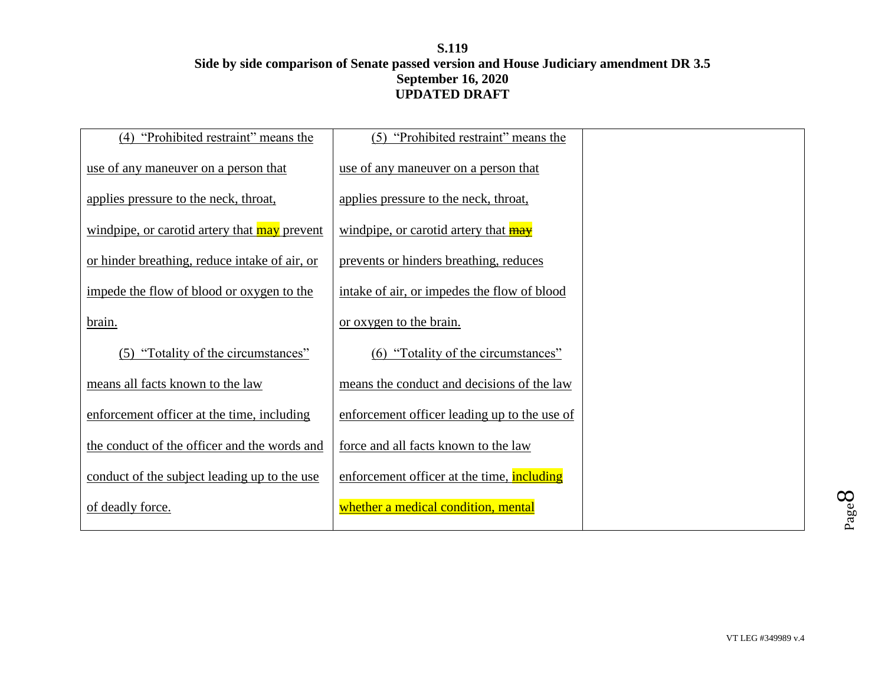**S.119**
**Side by side comparison of Senate passed version and House Judiciary amendment DR 3.5**
**September 16, 2020**
**UPDATED DRAFT**

| | | |
|---|---|---|
| (4) "Prohibited restraint" means the use of any maneuver on a person that applies pressure to the neck, throat, windpipe, or carotid artery that may prevent or hinder breathing, reduce intake of air, or impede the flow of blood or oxygen to the brain.<br><br>(5) "Totality of the circumstances" means all facts known to the law enforcement officer at the time, including the conduct of the officer and the words and conduct of the subject leading up to the use of deadly force. | (5) "Prohibited restraint" means the use of any maneuver on a person that applies pressure to the neck, throat, windpipe, or carotid artery that ~~may~~ prevents or hinders breathing, reduces intake of air, or impedes the flow of blood or oxygen to the brain.<br><br>(6) "Totality of the circumstances" means the conduct and decisions of the law enforcement officer leading up to the use of force and all facts known to the law enforcement officer at the time, including whether a medical condition, mental | |

VT LEG #349989 v.4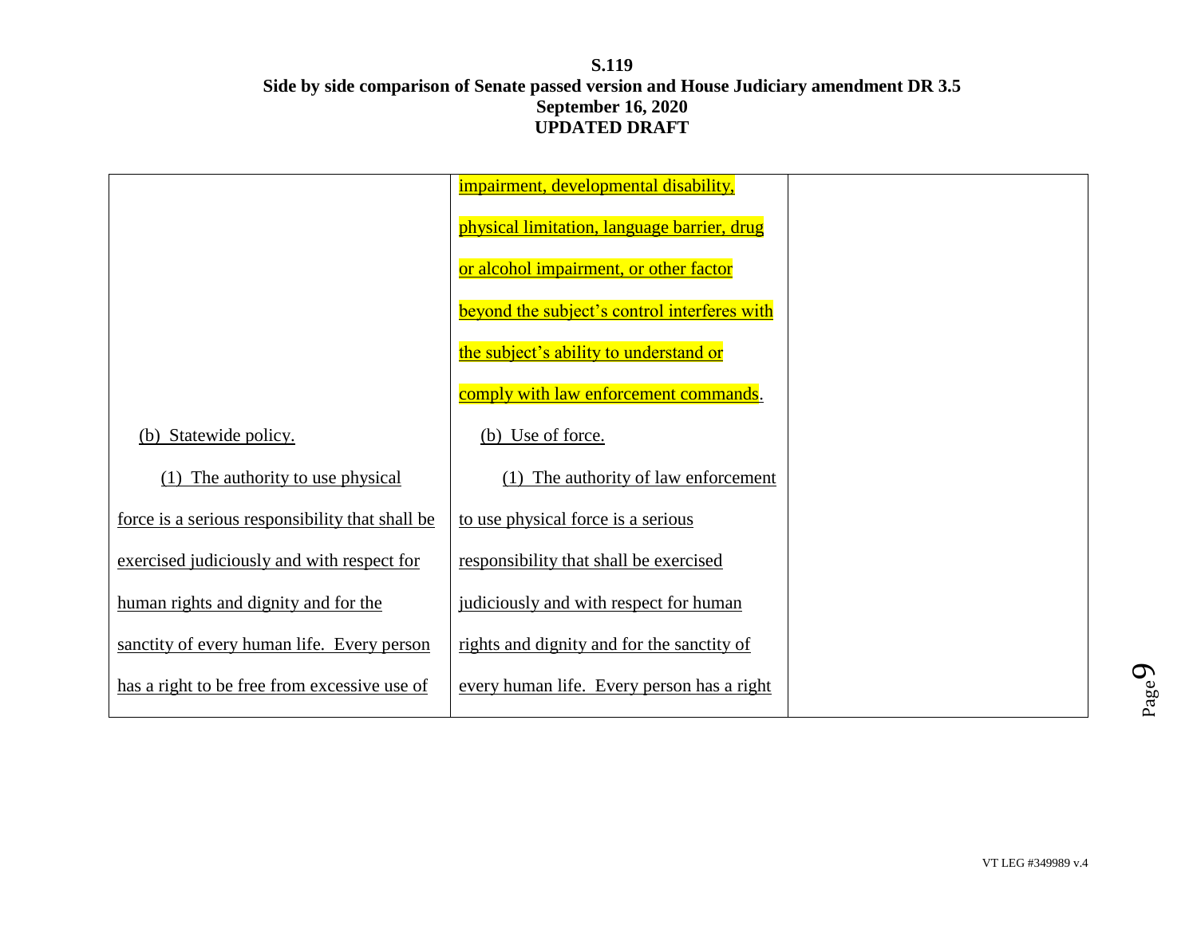**S.119**
**Side by side comparison of Senate passed version and House Judiciary amendment DR 3.5**
**September 16, 2020**
**UPDATED DRAFT**

| | | |
|---|---|---|
| | impairment, developmental disability, physical limitation, language barrier, drug or alcohol impairment, or other factor beyond the subject's control interferes with the subject's ability to understand or comply with law enforcement commands. | |
| (b) Statewide policy. | (b) Use of force. | |
| (1) The authority to use physical force is a serious responsibility that shall be exercised judiciously and with respect for human rights and dignity and for the sanctity of every human life. Every person has a right to be free from excessive use of | (1) The authority of law enforcement to use physical force is a serious responsibility that shall be exercised judiciously and with respect for human rights and dignity and for the sanctity of every human life. Every person has a right | |

VT LEG #349989 v.4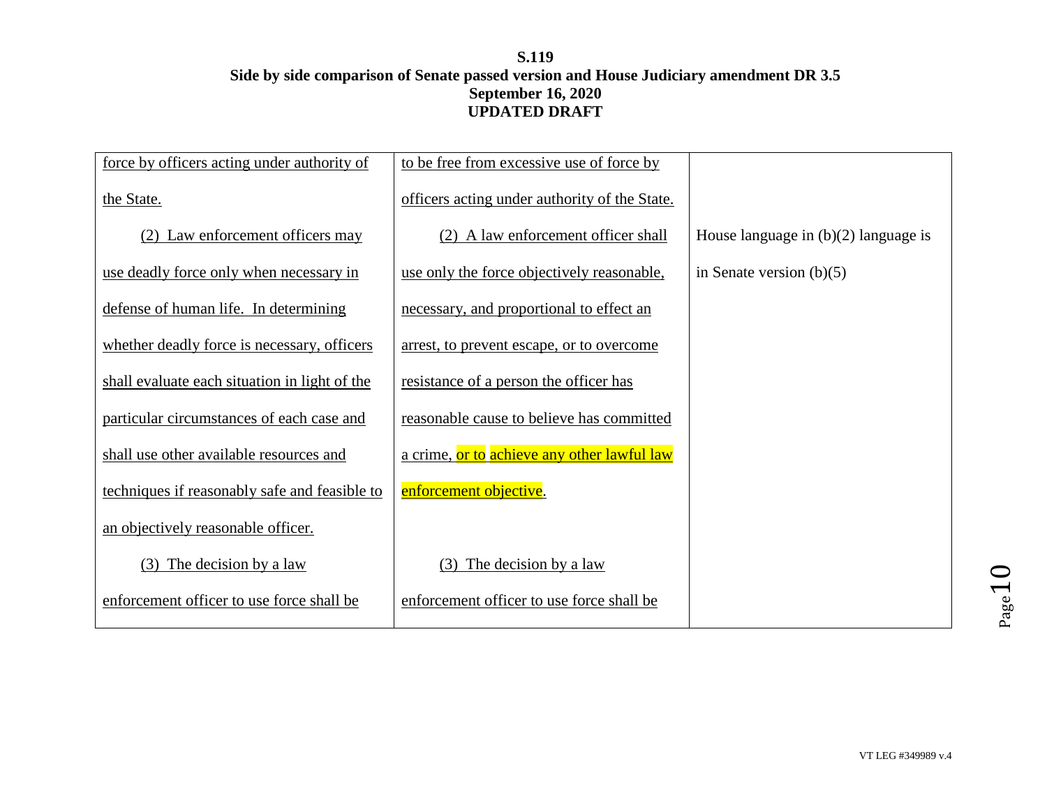**S.119**
**Side by side comparison of Senate passed version and House Judiciary amendment DR 3.5**
**September 16, 2020**
**UPDATED DRAFT**

| | | |
|---|---|---|
| force by officers acting under authority of the State. | to be free from excessive use of force by officers acting under authority of the State. | |
| (2) Law enforcement officers may use deadly force only when necessary in defense of human life. In determining whether deadly force is necessary, officers shall evaluate each situation in light of the particular circumstances of each case and shall use other available resources and techniques if reasonably safe and feasible to an objectively reasonable officer. | (2) A law enforcement officer shall use only the force objectively reasonable, necessary, and proportional to effect an arrest, to prevent escape, or to overcome resistance of a person the officer has reasonable cause to believe has committed a crime, or to achieve any other lawful law enforcement objective. | House language in (b)(2) language is in Senate version (b)(5) |
| (3) The decision by a law enforcement officer to use force shall be | (3) The decision by a law enforcement officer to use force shall be | |

VT LEG #349989 v.4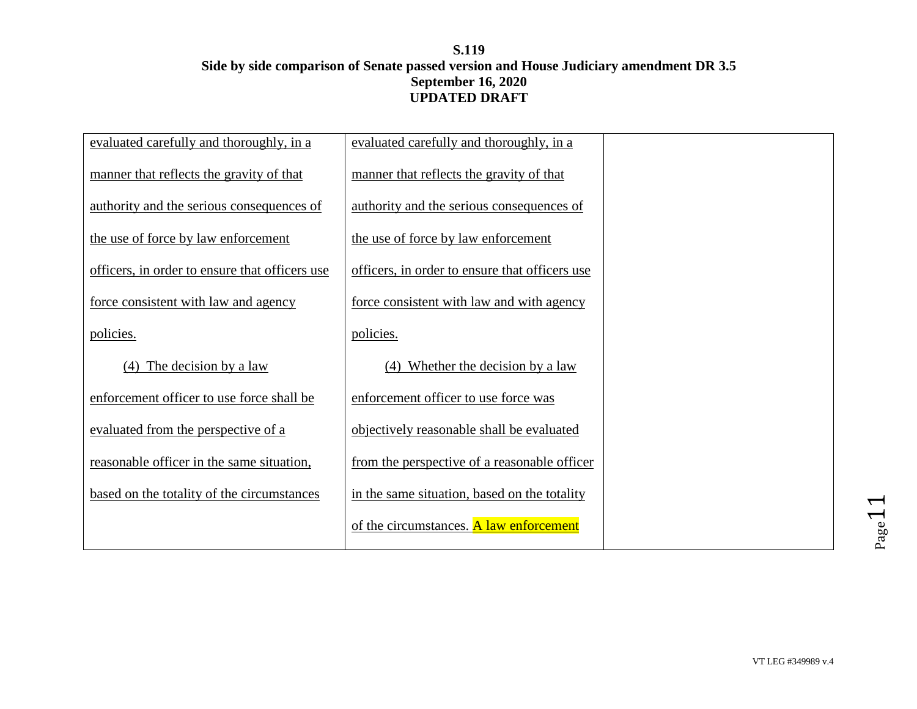| | | |
|---|---|---|
| evaluated carefully and thoroughly, in a manner that reflects the gravity of that authority and the serious consequences of the use of force by law enforcement officers, in order to ensure that officers use force consistent with law and agency policies. | evaluated carefully and thoroughly, in a manner that reflects the gravity of that authority and the serious consequences of the use of force by law enforcement officers, in order to ensure that officers use force consistent with law and with agency policies. | |
| (4) The decision by a law enforcement officer to use force shall be evaluated from the perspective of a reasonable officer in the same situation, based on the totality of the circumstances | (4) Whether the decision by a law enforcement officer to use force was objectively reasonable shall be evaluated from the perspective of a reasonable officer in the same situation, based on the totality of the circumstances. A law enforcement | |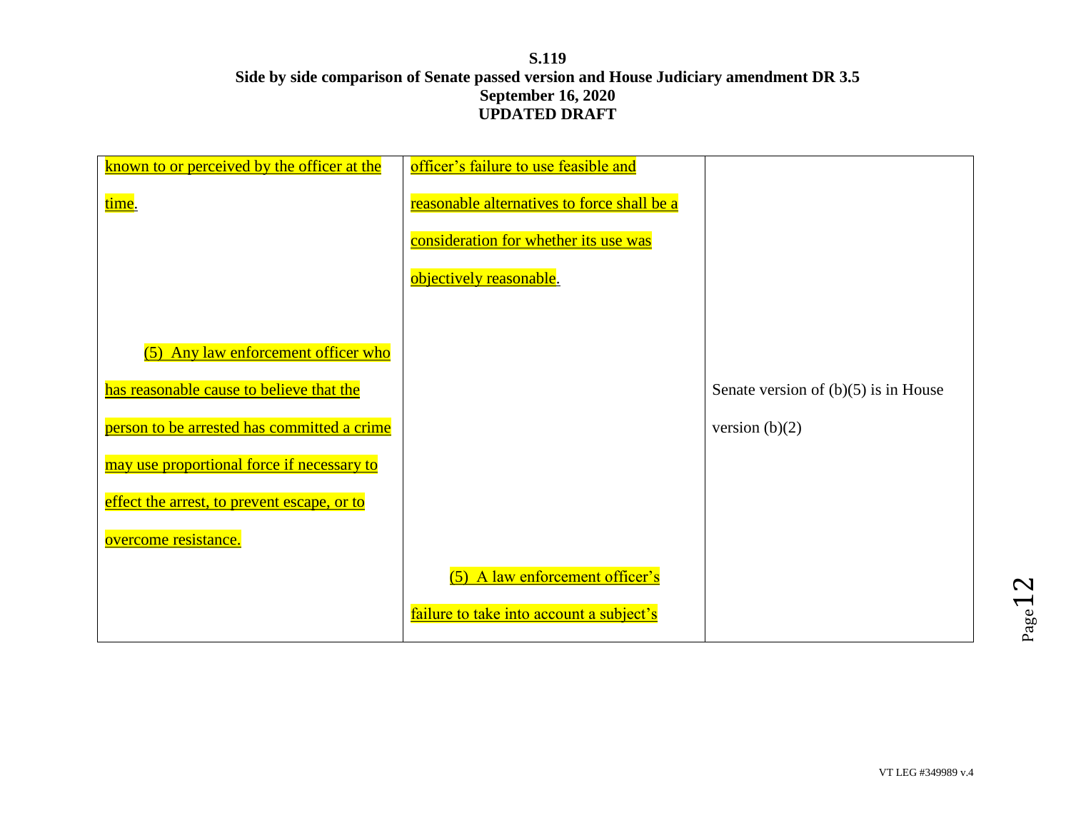**S.119**
**Side by side comparison of Senate passed version and House Judiciary amendment DR 3.5**
**September 16, 2020**
**UPDATED DRAFT**

| | | |
|---|---|---|
| known to or perceived by the officer at the time. | officer's failure to use feasible and reasonable alternatives to force shall be a consideration for whether its use was objectively reasonable. | |
| (5) Any law enforcement officer who has reasonable cause to believe that the person to be arrested has committed a crime may use proportional force if necessary to effect the arrest, to prevent escape, or to overcome resistance. | | Senate version of (b)(5) is in House version (b)(2) |
| | (5) A law enforcement officer's failure to take into account a subject's | |

VT LEG #349989 v.4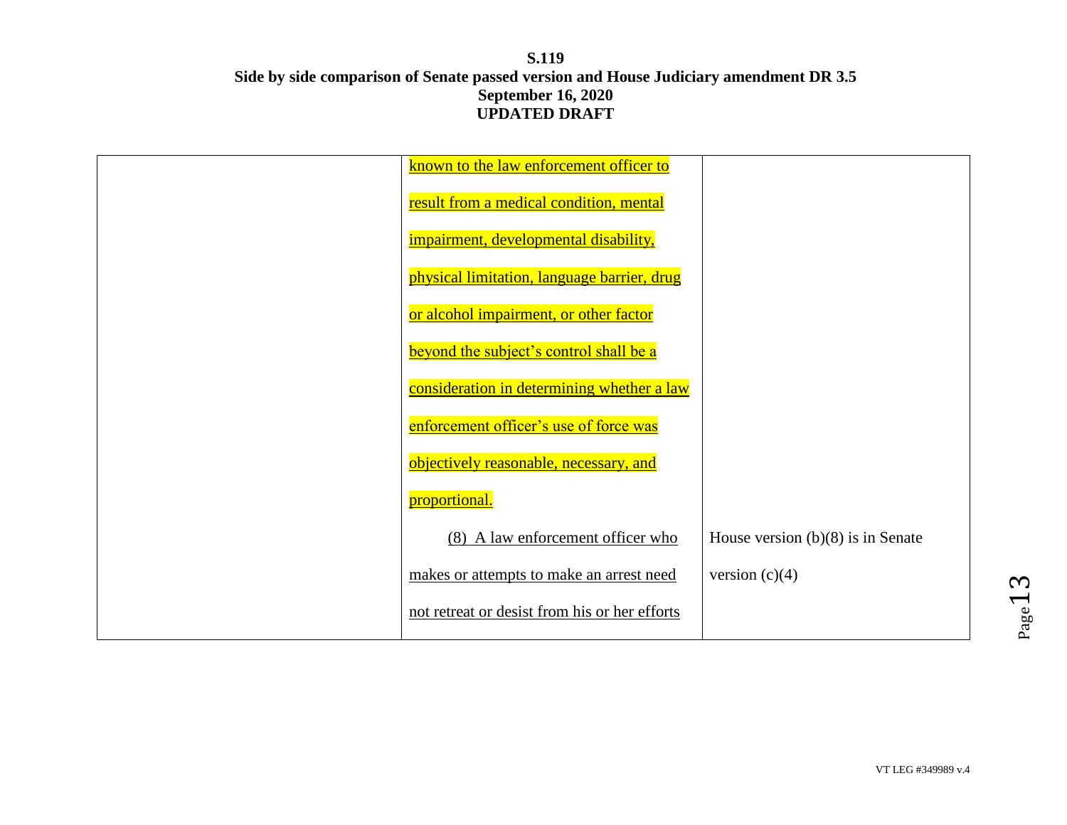**S.119**
**Side by side comparison of Senate passed version and House Judiciary amendment DR 3.5**
**September 16, 2020**
**UPDATED DRAFT**

| | | |
|---|---|---|
| | known to the law enforcement officer to result from a medical condition, mental impairment, developmental disability, physical limitation, language barrier, drug or alcohol impairment, or other factor beyond the subject's control shall be a consideration in determining whether a law enforcement officer's use of force was objectively reasonable, necessary, and proportional. | |
| | (8) A law enforcement officer who makes or attempts to make an arrest need not retreat or desist from his or her efforts | House version (b)(8) is in Senate version (c)(4) |

VT LEG #349989 v.4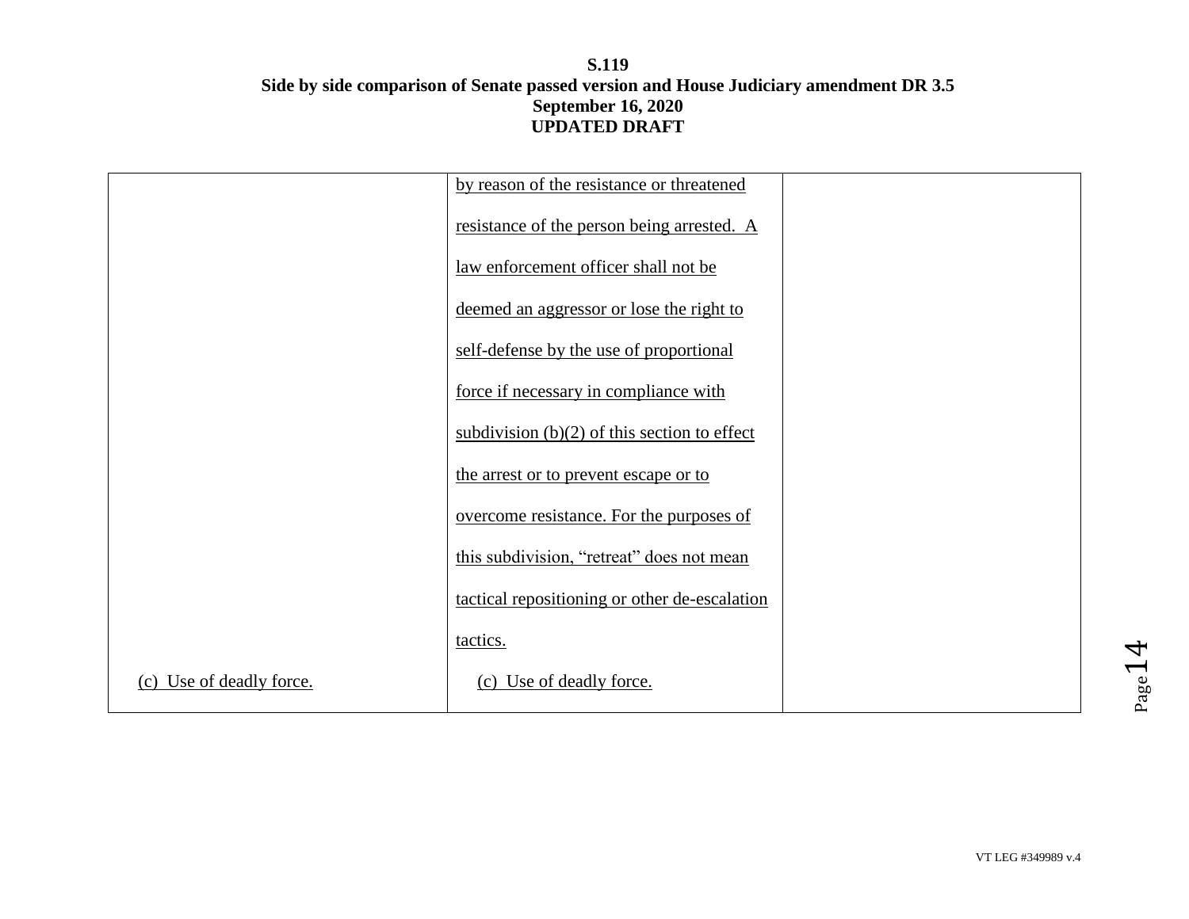| | | |
|---|---|---|
| | <u>by reason of the resistance or threatened resistance of the person being arrested. A law enforcement officer shall not be deemed an aggressor or lose the right to self-defense by the use of proportional force if necessary in compliance with subdivision (b)(2) of this section to effect the arrest or to prevent escape or to overcome resistance. For the purposes of this subdivision, "retreat" does not mean tactical repositioning or other de-escalation tactics.</u> | |
| <u>(c) Use of deadly force.</u> | <u>(c) Use of deadly force.</u> | |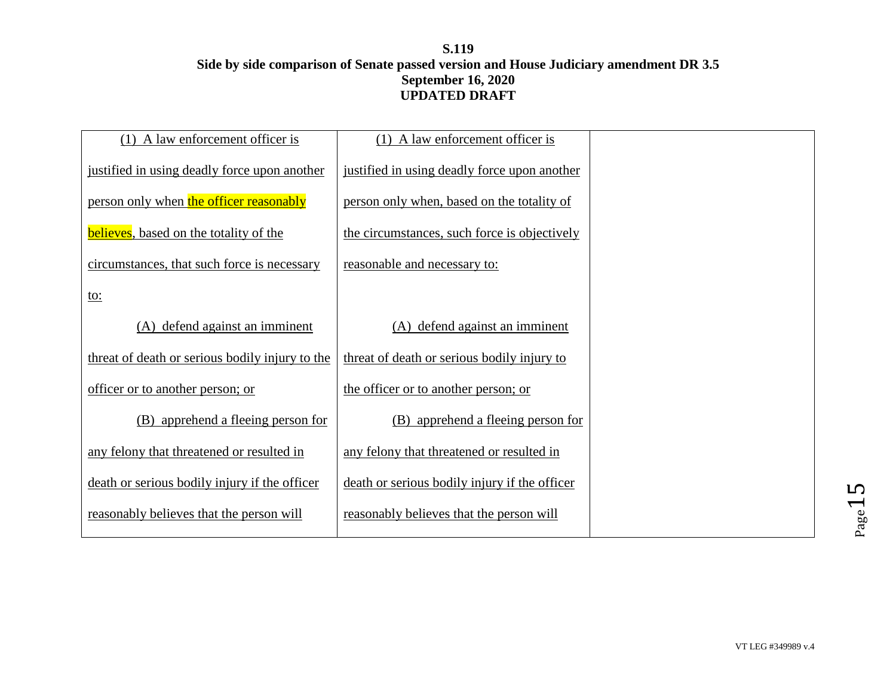**S.119**
**Side by side comparison of Senate passed version and House Judiciary amendment DR 3.5**
**September 16, 2020**
**UPDATED DRAFT**

| | | |
|---|---|---|
| (1) A law enforcement officer is justified in using deadly force upon another person only when the officer reasonably believes, based on the totality of the circumstances, that such force is necessary to:<br><br>(A) defend against an imminent threat of death or serious bodily injury to the officer or to another person; or<br><br>(B) apprehend a fleeing person for any felony that threatened or resulted in death or serious bodily injury if the officer reasonably believes that the person will | (1) A law enforcement officer is justified in using deadly force upon another person only when, based on the totality of the circumstances, such force is objectively reasonable and necessary to:<br><br>(A) defend against an imminent threat of death or serious bodily injury to the officer or to another person; or<br><br>(B) apprehend a fleeing person for any felony that threatened or resulted in death or serious bodily injury if the officer reasonably believes that the person will | |

VT LEG #349989 v.4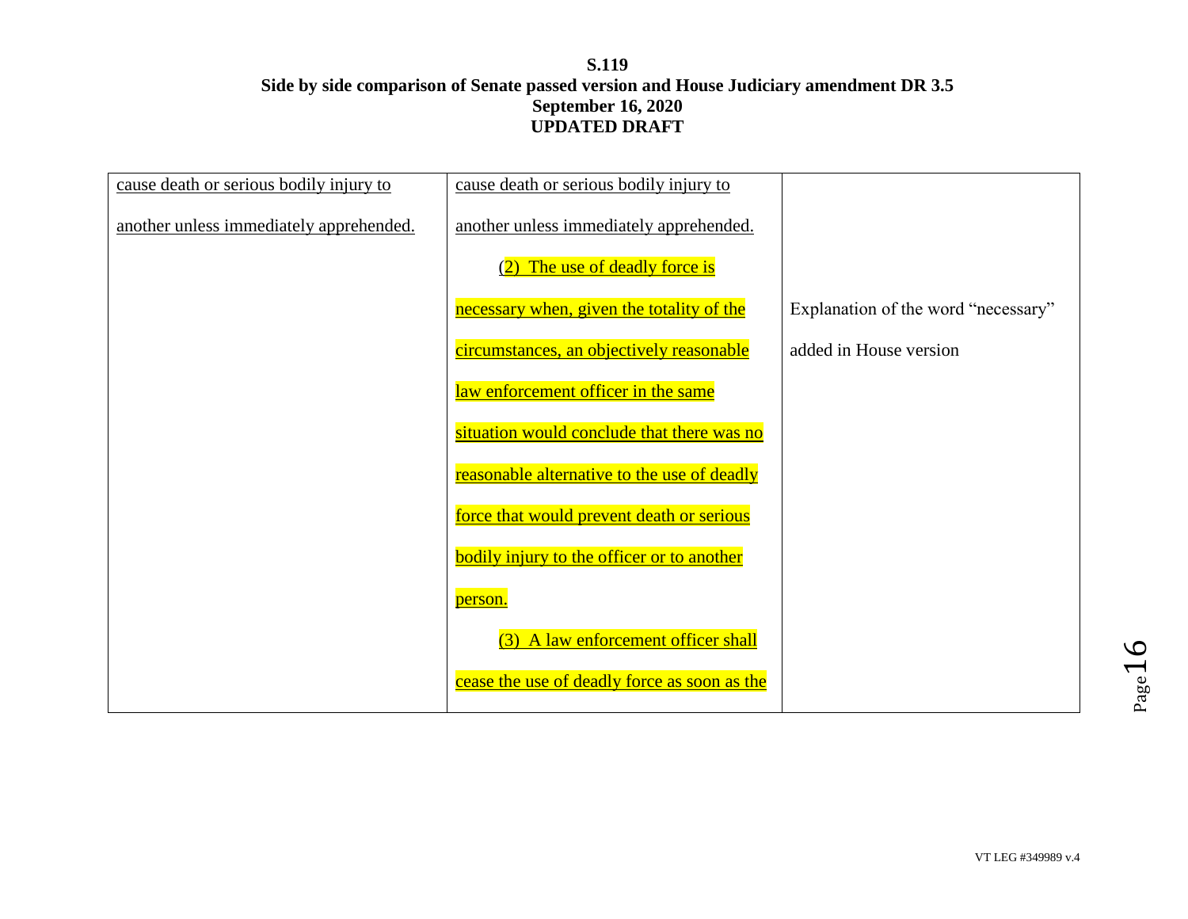**S.119**
**Side by side comparison of Senate passed version and House Judiciary amendment DR 3.5**
**September 16, 2020**
**UPDATED DRAFT**

| | | |
|---|---|---|
| cause death or serious bodily injury to another unless immediately apprehended. | cause death or serious bodily injury to another unless immediately apprehended.<br><br>(2) The use of deadly force is necessary when, given the totality of the circumstances, an objectively reasonable law enforcement officer in the same situation would conclude that there was no reasonable alternative to the use of deadly force that would prevent death or serious bodily injury to the officer or to another person.<br><br>(3) A law enforcement officer shall cease the use of deadly force as soon as the | Explanation of the word "necessary" added in House version |

VT LEG #349989 v.4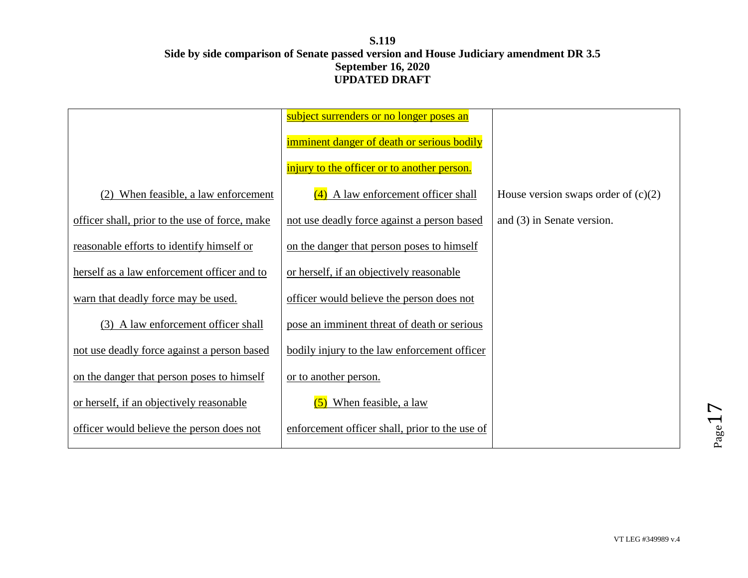**S.119**
**Side by side comparison of Senate passed version and House Judiciary amendment DR 3.5**
**September 16, 2020**
**UPDATED DRAFT**

| | | |
|---|---|---|
| | subject surrenders or no longer poses an imminent danger of death or serious bodily injury to the officer or to another person. | |
| (2) When feasible, a law enforcement officer shall, prior to the use of force, make reasonable efforts to identify himself or herself as a law enforcement officer and to warn that deadly force may be used. (3) A law enforcement officer shall not use deadly force against a person based on the danger that person poses to himself or herself, if an objectively reasonable officer would believe the person does not | (4) A law enforcement officer shall not use deadly force against a person based on the danger that person poses to himself or herself, if an objectively reasonable officer would believe the person does not pose an imminent threat of death or serious bodily injury to the law enforcement officer or to another person. (5) When feasible, a law enforcement officer shall, prior to the use of | House version swaps order of (c)(2) and (3) in Senate version. |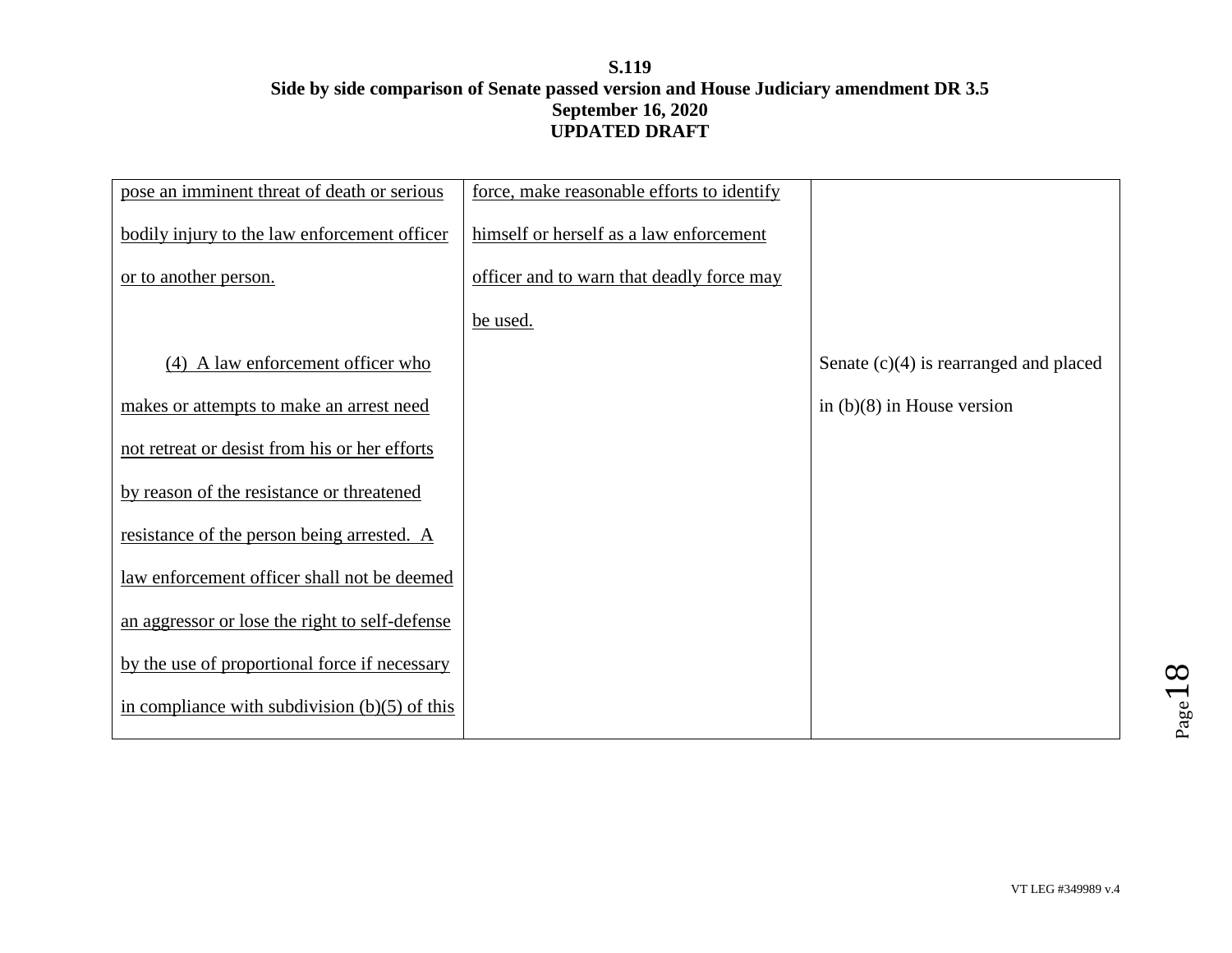**S.119**
**Side by side comparison of Senate passed version and House Judiciary amendment DR 3.5**
**September 16, 2020**
**UPDATED DRAFT**

| | | |
|---|---|---|
| pose an imminent threat of death or serious bodily injury to the law enforcement officer or to another person. | force, make reasonable efforts to identify himself or herself as a law enforcement officer and to warn that deadly force may be used. | |
| (4) A law enforcement officer who makes or attempts to make an arrest need not retreat or desist from his or her efforts by reason of the resistance or threatened resistance of the person being arrested. A law enforcement officer shall not be deemed an aggressor or lose the right to self-defense by the use of proportional force if necessary in compliance with subdivision (b)(5) of this | | Senate (c)(4) is rearranged and placed in (b)(8) in House version |

VT LEG #349989 v.4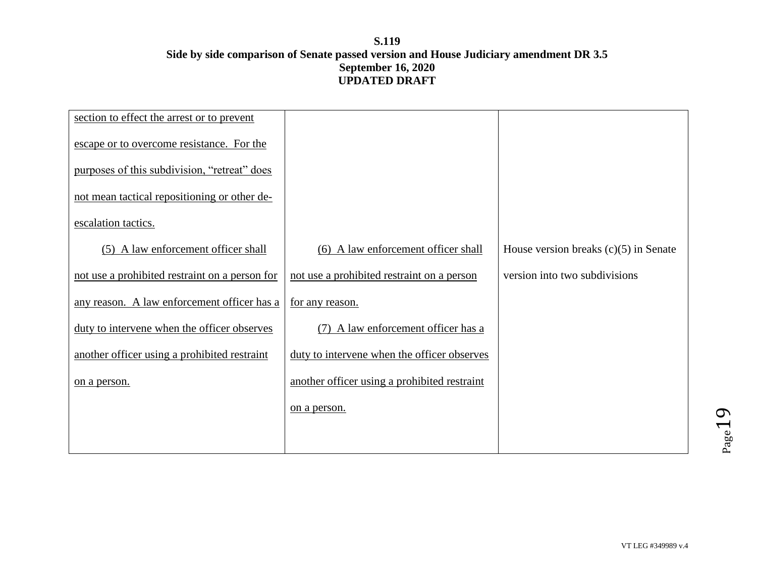**S.119**
**Side by side comparison of Senate passed version and House Judiciary amendment DR 3.5**
**September 16, 2020**
**UPDATED DRAFT**

| | | |
|---|---|---|
| section to effect the arrest or to prevent escape or to overcome resistance. For the purposes of this subdivision, "retreat" does not mean tactical repositioning or other de-escalation tactics. | | |
| (5) A law enforcement officer shall not use a prohibited restraint on a person for any reason. A law enforcement officer has a duty to intervene when the officer observes another officer using a prohibited restraint on a person. | (6) A law enforcement officer shall not use a prohibited restraint on a person for any reason. (7) A law enforcement officer has a duty to intervene when the officer observes another officer using a prohibited restraint on a person. | House version breaks (c)(5) in Senate version into two subdivisions |

VT LEG #349989 v.4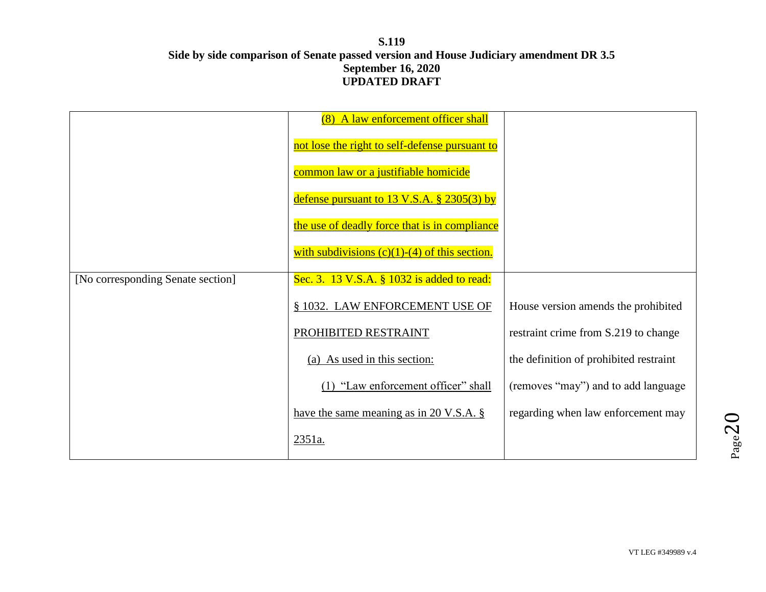**S.119**
**Side by side comparison of Senate passed version and House Judiciary amendment DR 3.5**
**September 16, 2020**
**UPDATED DRAFT**

| | | |
|---|---|---|
| | (8) A law enforcement officer shall not lose the right to self-defense pursuant to common law or a justifiable homicide defense pursuant to 13 V.S.A. § 2305(3) by the use of deadly force that is in compliance with subdivisions (c)(1)-(4) of this section. | |
| [No corresponding Senate section] | Sec. 3. 13 V.S.A. § 1032 is added to read:<br>§ 1032. LAW ENFORCEMENT USE OF PROHIBITED RESTRAINT<br>(a) As used in this section:<br>(1) "Law enforcement officer" shall have the same meaning as in 20 V.S.A. § 2351a. | House version amends the prohibited restraint crime from S.219 to change the definition of prohibited restraint (removes "may") and to add language regarding when law enforcement may |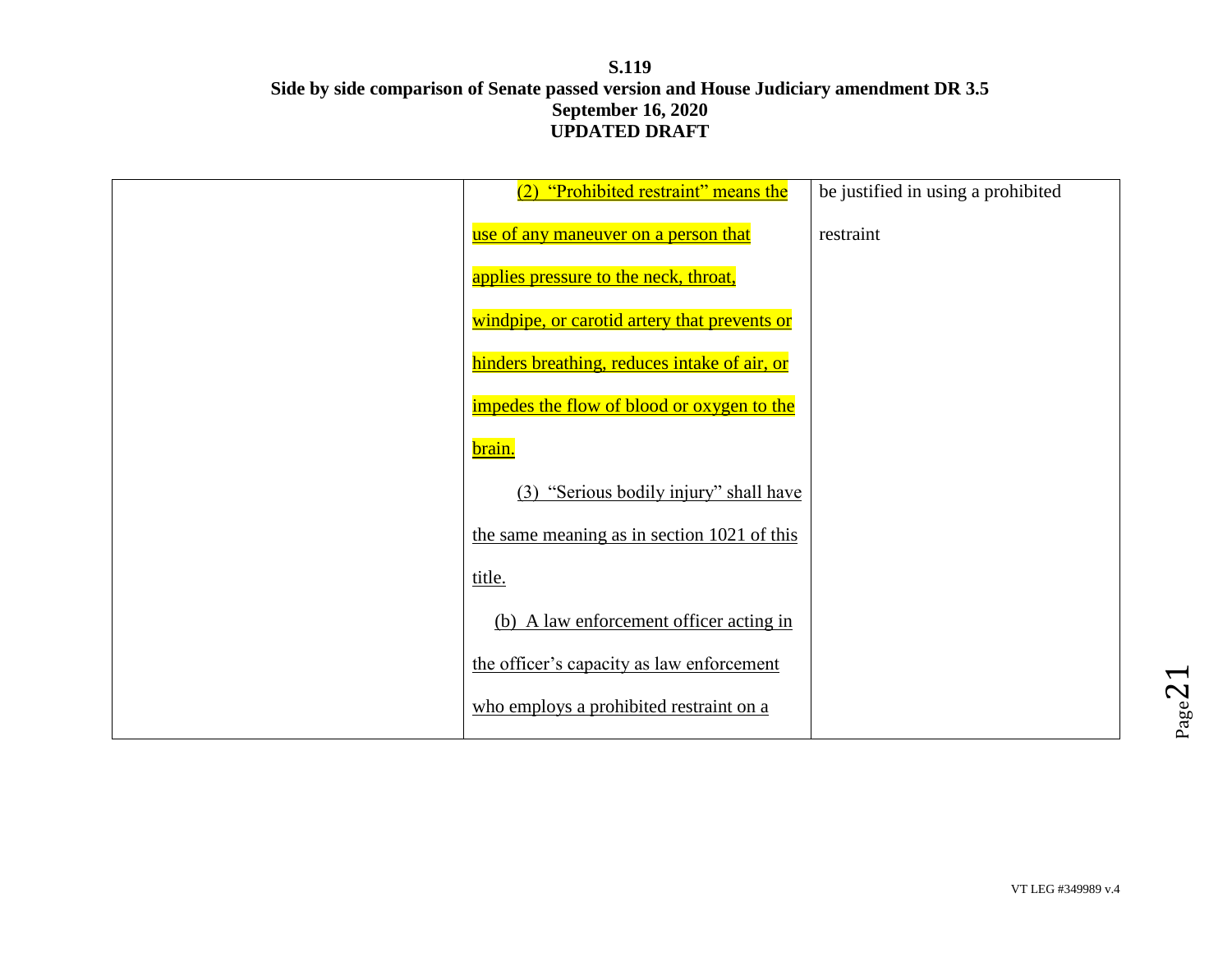**S.119**
**Side by side comparison of Senate passed version and House Judiciary amendment DR 3.5**
**September 16, 2020**
**UPDATED DRAFT**

| | | |
|---|---|---|
| | (2) "Prohibited restraint" means the use of any maneuver on a person that applies pressure to the neck, throat, windpipe, or carotid artery that prevents or hinders breathing, reduces intake of air, or impedes the flow of blood or oxygen to the brain.<br><br>(3) "Serious bodily injury" shall have the same meaning as in section 1021 of this title.<br><br>(b) A law enforcement officer acting in the officer's capacity as law enforcement who employs a prohibited restraint on a | be justified in using a prohibited restraint |

VT LEG #349989 v.4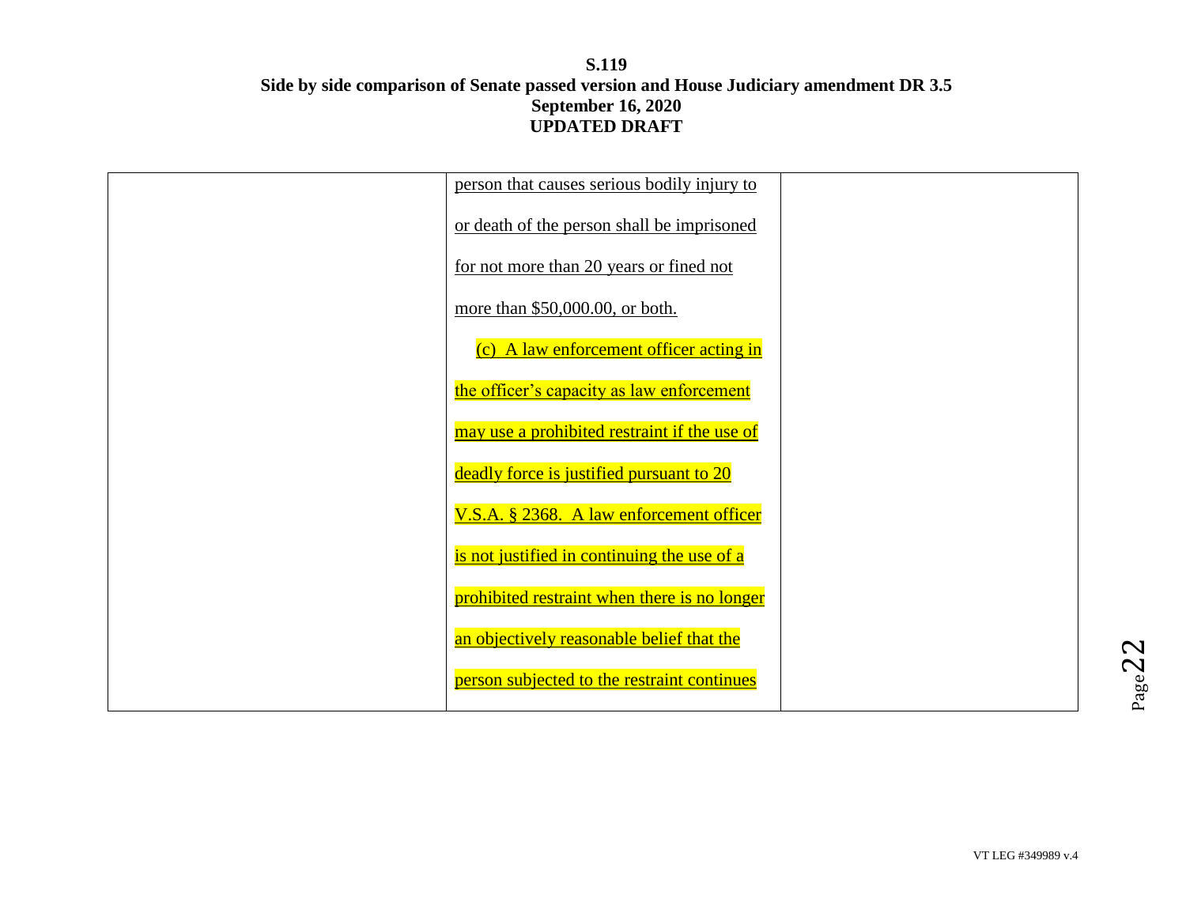| | | |
|---|---|---|
| | person that causes serious bodily injury to or death of the person shall be imprisoned for not more than 20 years or fined not more than $50,000.00, or both.<br><br>(c) A law enforcement officer acting in the officer's capacity as law enforcement may use a prohibited restraint if the use of deadly force is justified pursuant to 20 V.S.A. § 2368. A law enforcement officer is not justified in continuing the use of a prohibited restraint when there is no longer an objectively reasonable belief that the person subjected to the restraint continues | |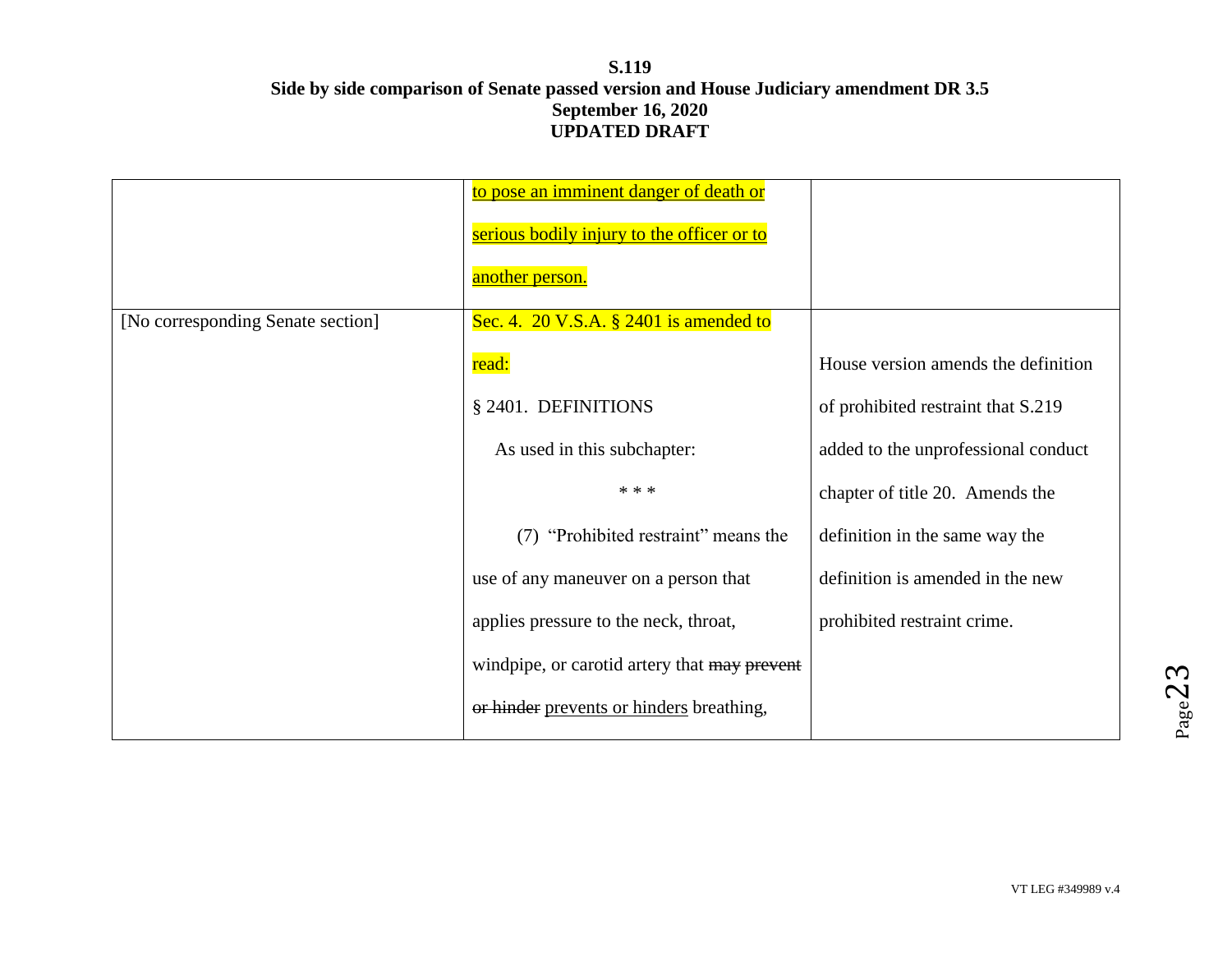**S.119**
**Side by side comparison of Senate passed version and House Judiciary amendment DR 3.5**
**September 16, 2020**
**UPDATED DRAFT**

| | | |
|---|---|---|
| | <u>to pose an imminent danger of death or serious bodily injury to the officer or to another person.</u> | |
| [No corresponding Senate section] | Sec. 4. 20 V.S.A. § 2401 is amended to read:<br><br>§ 2401. DEFINITIONS<br><br>As used in this subchapter:<br><br>* * *<br><br>(7) "Prohibited restraint" means the use of any maneuver on a person that applies pressure to the neck, throat, windpipe, or carotid artery that ~~may prevent or hinder~~ <u>prevents or hinders</u> breathing, | House version amends the definition of prohibited restraint that S.219 added to the unprofessional conduct chapter of title 20. Amends the definition in the same way the definition is amended in the new prohibited restraint crime. |

VT LEG #349989 v.4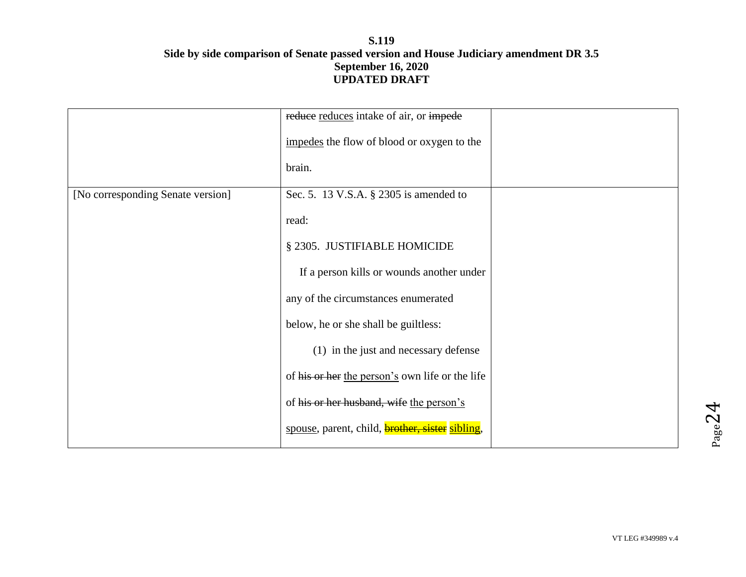**S.119**
**Side by side comparison of Senate passed version and House Judiciary amendment DR 3.5**
**September 16, 2020**
**UPDATED DRAFT**

| | | |
|---|---|---|
| | ~~reduce~~ <u>reduces</u> intake of air, or ~~impede~~ <u>impedes</u> the flow of blood or oxygen to the brain. | |
| [No corresponding Senate version] | Sec. 5. 13 V.S.A. § 2305 is amended to read:<br><br>§ 2305. JUSTIFIABLE HOMICIDE<br><br>If a person kills or wounds another under any of the circumstances enumerated below, he or she shall be guiltless:<br><br>(1) in the just and necessary defense of ~~his or her~~ <u>the person's</u> own life or the life of ~~his or her husband, wife~~ <u>the person's spouse</u>, parent, child, ~~brother, sister~~ <u>sibling</u>, | |

VT LEG #349989 v.4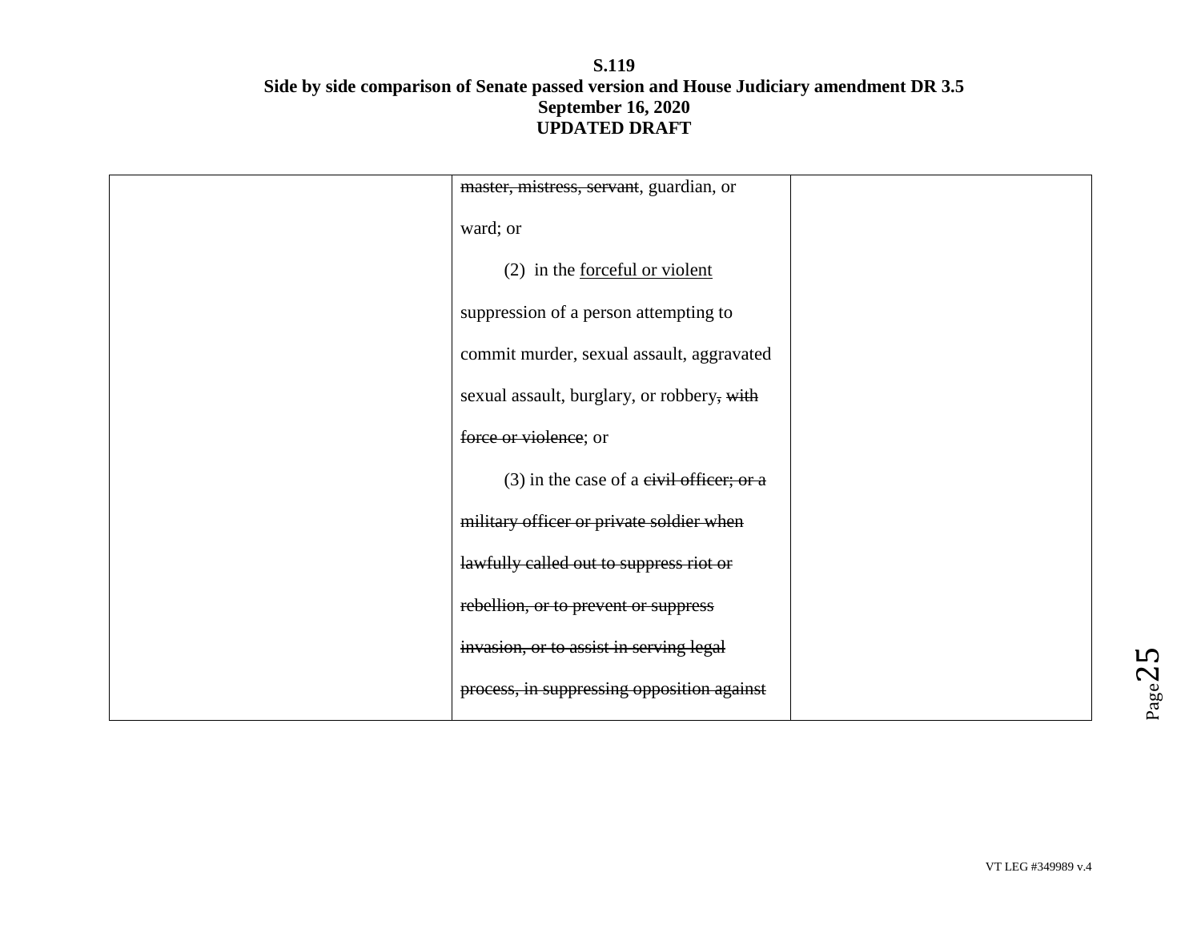| | | |
|---|---|---|
| | ~~master, mistress, servant~~, guardian, or ward; or<br><br>(2) in the <u>forceful or violent</u> suppression of a person attempting to commit murder, sexual assault, aggravated sexual assault, burglary, or robbery~~, with force or violence~~; or<br><br>(3) in the case of a ~~civil officer; or a military officer or private soldier when lawfully called out to suppress riot or rebellion, or to prevent or suppress invasion, or to assist in serving legal process, in suppressing opposition against~~ | |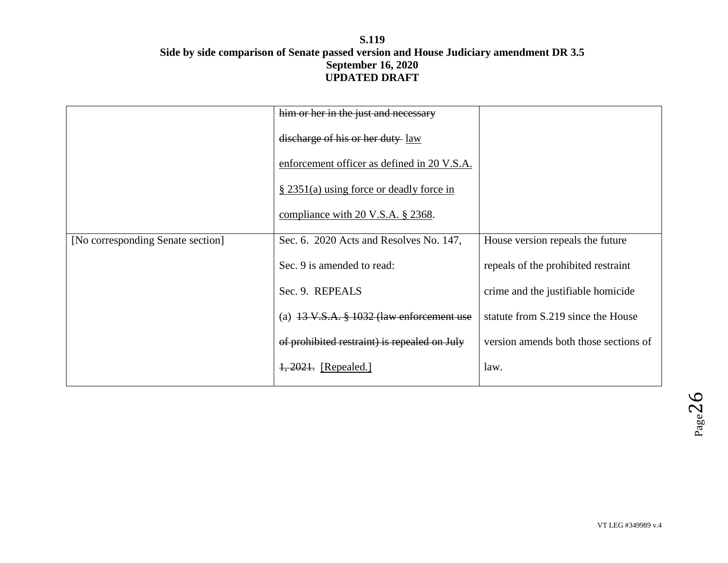**S.119**
**Side by side comparison of Senate passed version and House Judiciary amendment DR 3.5**
**September 16, 2020**
**UPDATED DRAFT**

| | | |
|---|---|---|
| | ~~him or her in the just and necessary discharge of his or her duty~~ <u>law enforcement officer as defined in 20 V.S.A. § 2351(a) using force or deadly force in compliance with 20 V.S.A. § 2368</u>. | |
| [No corresponding Senate section] | Sec. 6. 2020 Acts and Resolves No. 147, Sec. 9 is amended to read: Sec. 9. REPEALS (a) ~~13 V.S.A. § 1032 (law enforcement use of prohibited restraint) is repealed on July 1, 2021.~~ <u>[Repealed.]</u> | House version repeals the future repeals of the prohibited restraint crime and the justifiable homicide statute from S.219 since the House version amends both those sections of law. |

VT LEG #349989 v.4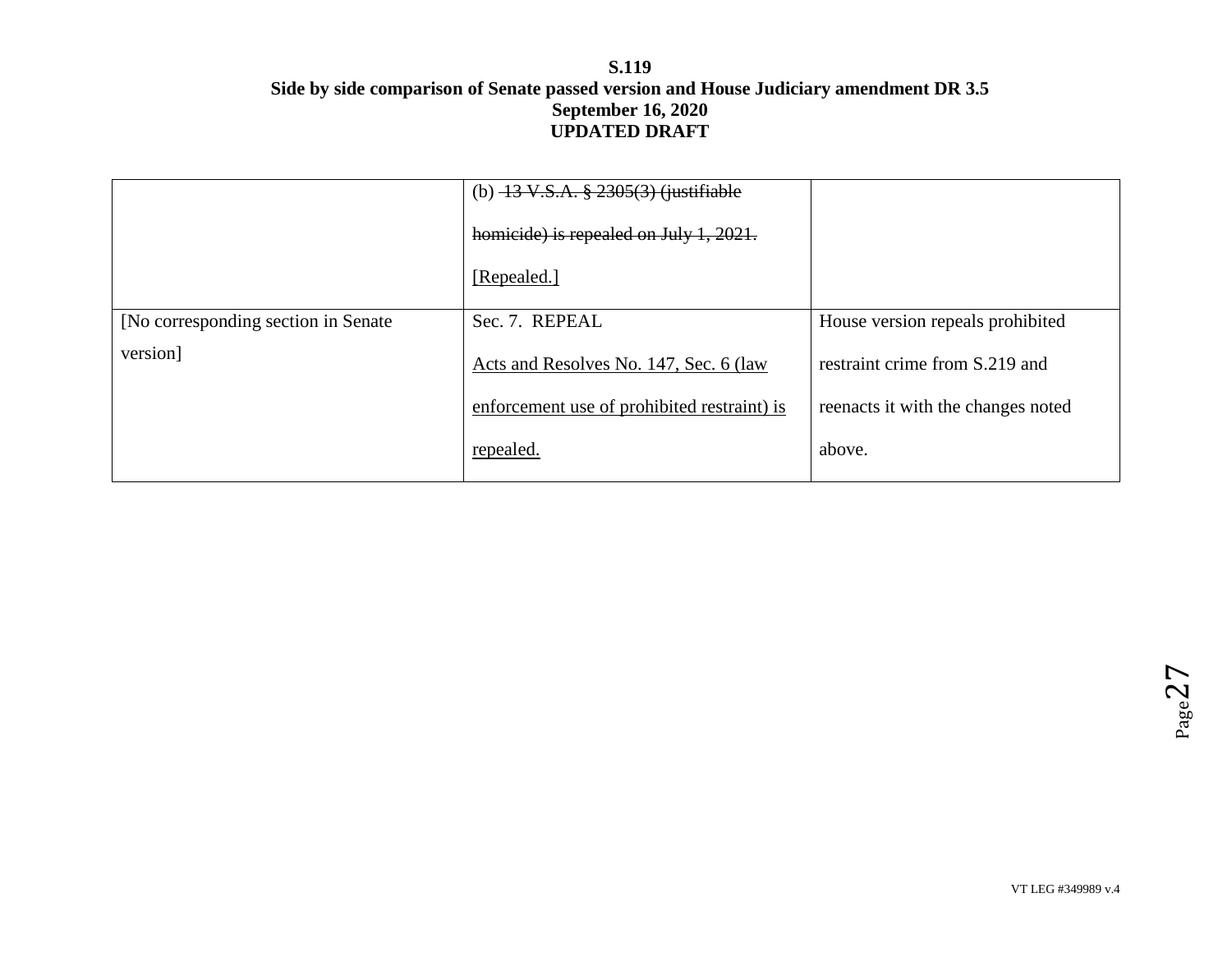**S.119**
**Side by side comparison of Senate passed version and House Judiciary amendment DR 3.5**
**September 16, 2020**
**UPDATED DRAFT**

| | | |
|---|---|---|
| | (b) ~~13 V.S.A. § 2305(3) (justifiable homicide) is repealed on July 1, 2021.~~ <u>[Repealed.]</u> | |
| [No corresponding section in Senate version] | Sec. 7. REPEAL <u>Acts and Resolves No. 147, Sec. 6 (law enforcement use of prohibited restraint) is repealed.</u> | House version repeals prohibited restraint crime from S.219 and reenacts it with the changes noted above. |

VT LEG #349989 v.4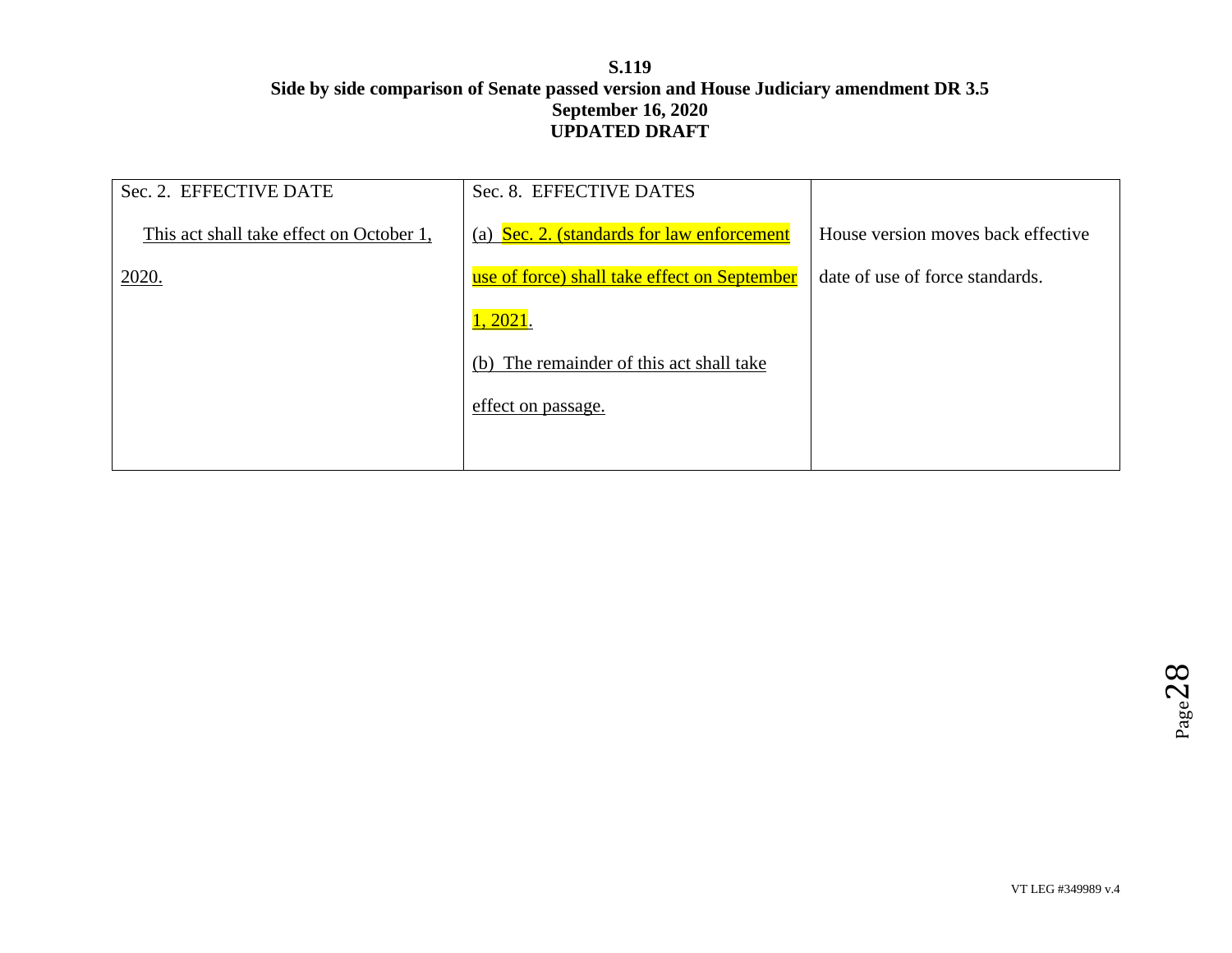**S.119**
**Side by side comparison of Senate passed version and House Judiciary amendment DR 3.5**
**September 16, 2020**
**UPDATED DRAFT**

| | | |
|---|---|---|
| Sec. 2. EFFECTIVE DATE<br><br>This act shall take effect on October 1, 2020. | Sec. 8. EFFECTIVE DATES<br><br>(a) Sec. 2. (standards for law enforcement use of force) shall take effect on September 1, 2021.<br><br>(b) The remainder of this act shall take effect on passage. | House version moves back effective date of use of force standards. |

VT LEG #349989 v.4